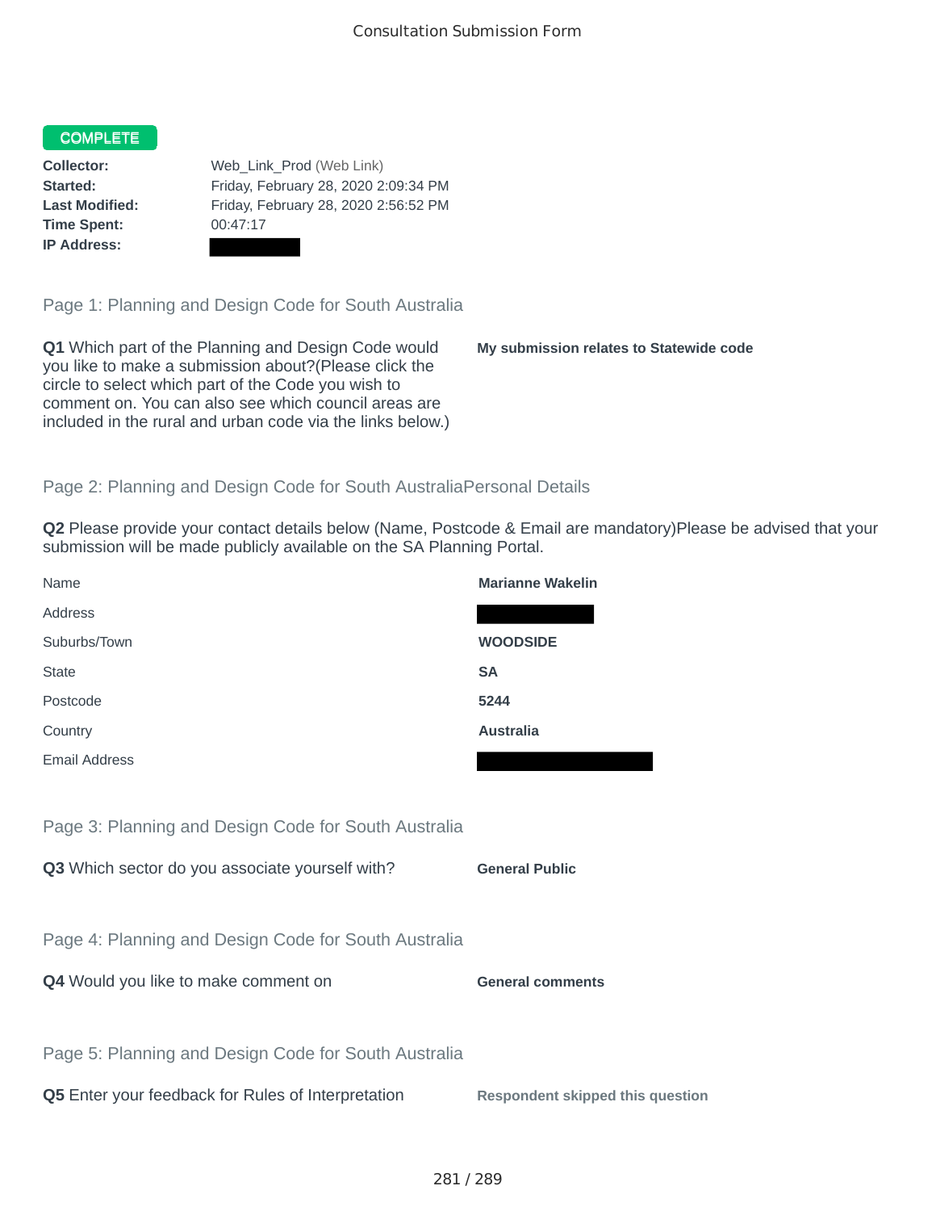Consultation Submission Form

**COMPLETE**

| | |
|---|---|
| **Collector:** | Web_Link_Prod (Web Link) |
| **Started:** | Friday, February 28, 2020 2:09:34 PM |
| **Last Modified:** | Friday, February 28, 2020 2:56:52 PM |
| **Time Spent:** | 00:47:17 |
| **IP Address:** | |

## Page 1: Planning and Design Code for South Australia

**Q1** Which part of the Planning and Design Code would you like to make a submission about?(Please click the circle to select which part of the Code you wish to comment on. You can also see which council areas are included in the rural and urban code via the links below.)

**My submission relates to Statewide code**

## Page 2: Planning and Design Code for South AustraliaPersonal Details

**Q2** Please provide your contact details below (Name, Postcode & Email are mandatory)Please be advised that your submission will be made publicly available on the SA Planning Portal.

| | |
|---|---|
| Name | **Marianne Wakelin** |
| Address | |
| Suburbs/Town | **WOODSIDE** |
| State | **SA** |
| Postcode | **5244** |
| Country | **Australia** |
| Email Address | |

## Page 3: Planning and Design Code for South Australia

**Q3** Which sector do you associate yourself with?

**General Public**

## Page 4: Planning and Design Code for South Australia

**Q4** Would you like to make comment on

**General comments**

## Page 5: Planning and Design Code for South Australia

**Q5** Enter your feedback for Rules of Interpretation

**Respondent skipped this question**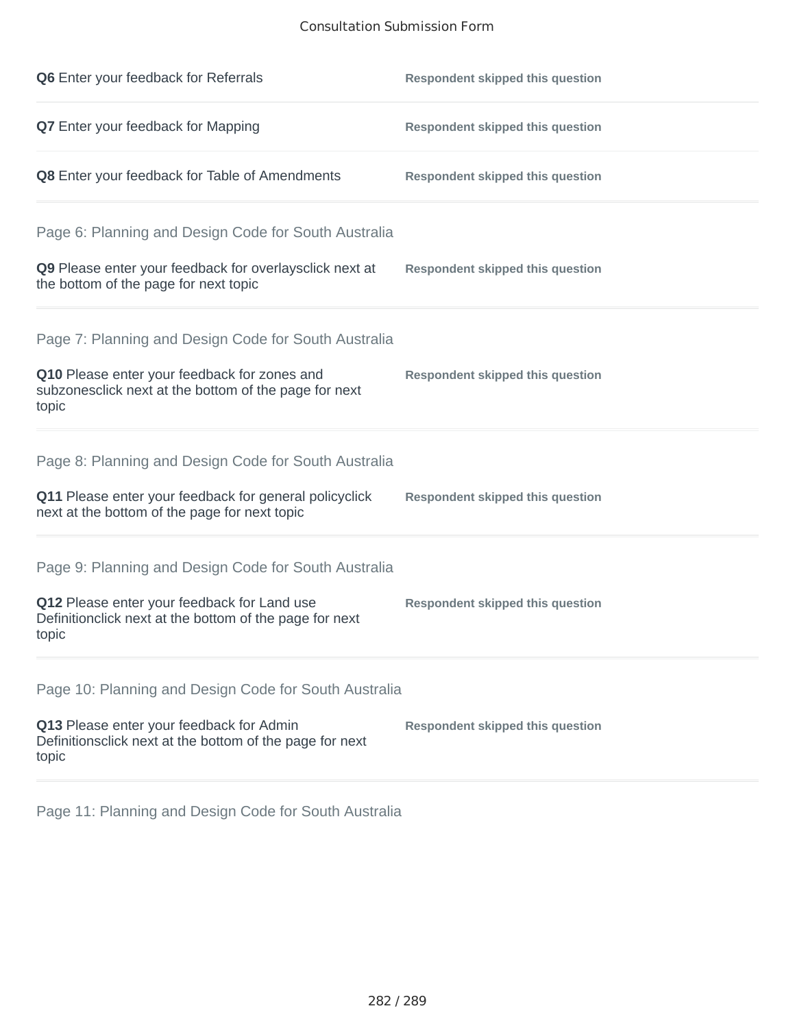**Q6** Enter your feedback for Referrals

**Respondent skipped this question**

**Q7** Enter your feedback for Mapping

**Respondent skipped this question**

**Q8** Enter your feedback for Table of Amendments

**Respondent skipped this question**

## Page 6: Planning and Design Code for South Australia

**Q9** Please enter your feedback for overlaysclick next at the bottom of the page for next topic

**Respondent skipped this question**

## Page 7: Planning and Design Code for South Australia

**Q10** Please enter your feedback for zones and subzonesclick next at the bottom of the page for next topic

**Respondent skipped this question**

## Page 8: Planning and Design Code for South Australia

**Q11** Please enter your feedback for general policyclick next at the bottom of the page for next topic

**Respondent skipped this question**

## Page 9: Planning and Design Code for South Australia

**Q12** Please enter your feedback for Land use Definitionclick next at the bottom of the page for next topic

**Respondent skipped this question**

## Page 10: Planning and Design Code for South Australia

**Q13** Please enter your feedback for Admin Definitionsclick next at the bottom of the page for next topic

**Respondent skipped this question**

## Page 11: Planning and Design Code for South Australia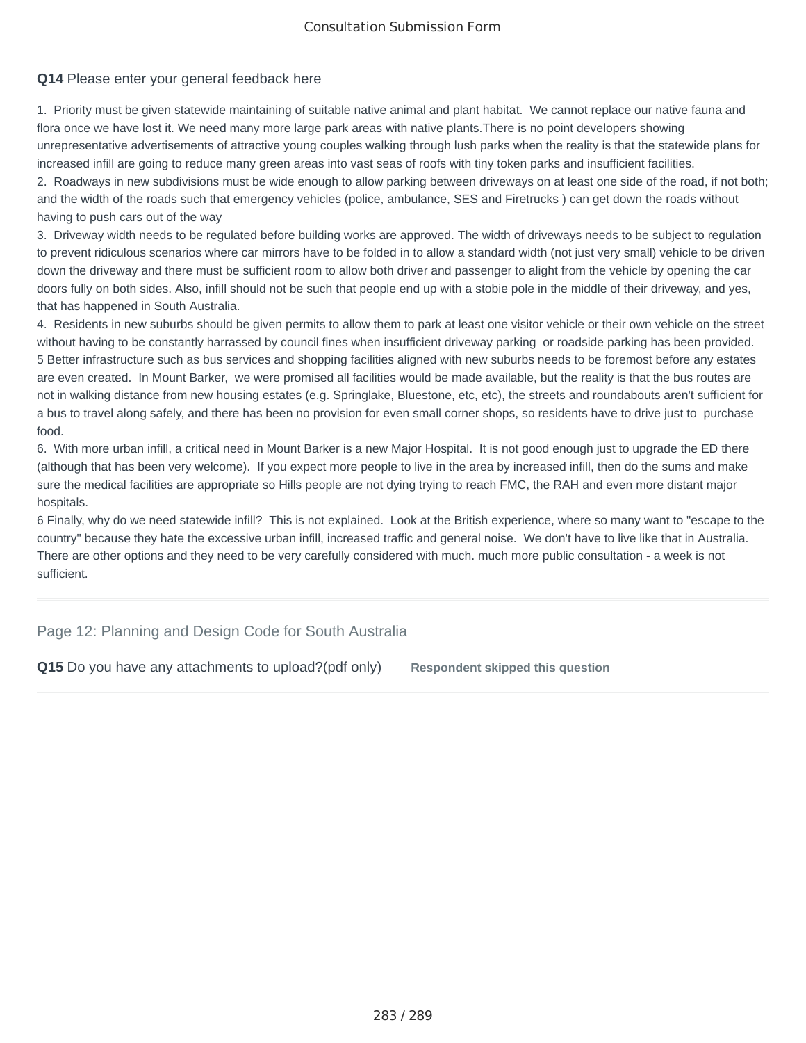**Q14** Please enter your general feedback here

1. Priority must be given statewide maintaining of suitable native animal and plant habitat. We cannot replace our native fauna and flora once we have lost it. We need many more large park areas with native plants.There is no point developers showing unrepresentative advertisements of attractive young couples walking through lush parks when the reality is that the statewide plans for increased infill are going to reduce many green areas into vast seas of roofs with tiny token parks and insufficient facilities.
2. Roadways in new subdivisions must be wide enough to allow parking between driveways on at least one side of the road, if not both; and the width of the roads such that emergency vehicles (police, ambulance, SES and Firetrucks ) can get down the roads without having to push cars out of the way
3. Driveway width needs to be regulated before building works are approved. The width of driveways needs to be subject to regulation to prevent ridiculous scenarios where car mirrors have to be folded in to allow a standard width (not just very small) vehicle to be driven down the driveway and there must be sufficient room to allow both driver and passenger to alight from the vehicle by opening the car doors fully on both sides. Also, infill should not be such that people end up with a stobie pole in the middle of their driveway, and yes, that has happened in South Australia.
4. Residents in new suburbs should be given permits to allow them to park at least one visitor vehicle or their own vehicle on the street without having to be constantly harrassed by council fines when insufficient driveway parking or roadside parking has been provided.
5 Better infrastructure such as bus services and shopping facilities aligned with new suburbs needs to be foremost before any estates are even created. In Mount Barker, we were promised all facilities would be made available, but the reality is that the bus routes are not in walking distance from new housing estates (e.g. Springlake, Bluestone, etc, etc), the streets and roundabouts aren't sufficient for a bus to travel along safely, and there has been no provision for even small corner shops, so residents have to drive just to purchase food.
6. With more urban infill, a critical need in Mount Barker is a new Major Hospital. It is not good enough just to upgrade the ED there (although that has been very welcome). If you expect more people to live in the area by increased infill, then do the sums and make sure the medical facilities are appropriate so Hills people are not dying trying to reach FMC, the RAH and even more distant major hospitals.
6 Finally, why do we need statewide infill? This is not explained. Look at the British experience, where so many want to "escape to the country" because they hate the excessive urban infill, increased traffic and general noise. We don't have to live like that in Australia. There are other options and they need to be very carefully considered with much. much more public consultation - a week is not sufficient.

## Page 12: Planning and Design Code for South Australia

**Q15** Do you have any attachments to upload?(pdf only) **Respondent skipped this question**